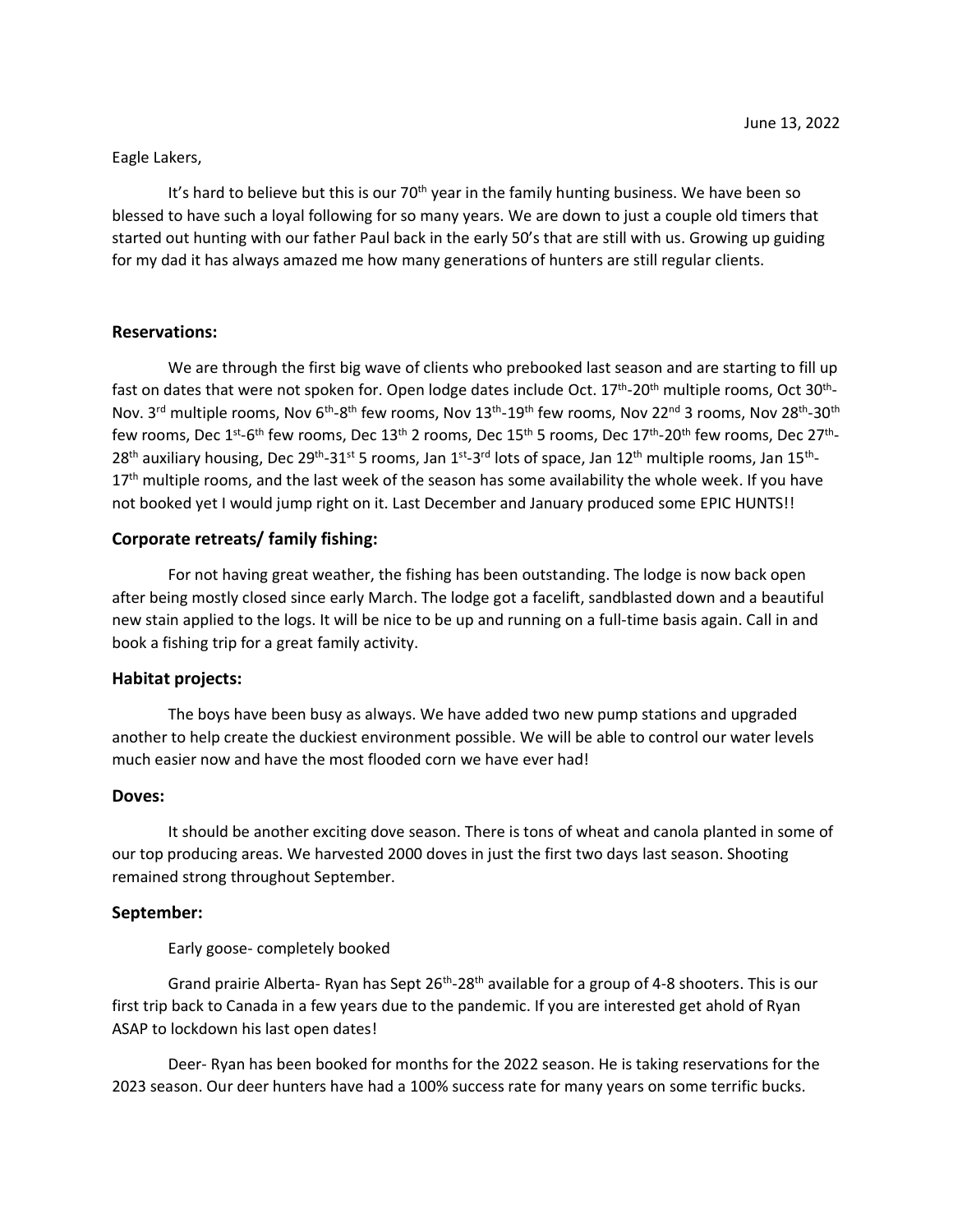June 13, 2022

Eagle Lakers,

It's hard to believe but this is our 70th year in the family hunting business. We have been so blessed to have such a loyal following for so many years. We are down to just a couple old timers that started out hunting with our father Paul back in the early 50's that are still with us. Growing up guiding for my dad it has always amazed me how many generations of hunters are still regular clients.

## Reservations:

We are through the first big wave of clients who prebooked last season and are starting to fill up fast on dates that were not spoken for. Open lodge dates include Oct. 17th-20th multiple rooms, Oct 30th-Nov. 3rd multiple rooms, Nov 6th-8th few rooms, Nov 13th-19th few rooms, Nov 22nd 3 rooms, Nov 28th-30th few rooms, Dec 1st-6th few rooms, Dec 13th 2 rooms, Dec 15th 5 rooms, Dec 17th-20th few rooms, Dec 27th-28th auxiliary housing, Dec 29th-31st 5 rooms, Jan 1st-3rd lots of space, Jan 12th multiple rooms, Jan 15th-17th multiple rooms, and the last week of the season has some availability the whole week. If you have not booked yet I would jump right on it. Last December and January produced some EPIC HUNTS!!

## Corporate retreats/ family fishing:

For not having great weather, the fishing has been outstanding. The lodge is now back open after being mostly closed since early March. The lodge got a facelift, sandblasted down and a beautiful new stain applied to the logs. It will be nice to be up and running on a full-time basis again. Call in and book a fishing trip for a great family activity.

## Habitat projects:

The boys have been busy as always. We have added two new pump stations and upgraded another to help create the duckiest environment possible. We will be able to control our water levels much easier now and have the most flooded corn we have ever had!

## Doves:

It should be another exciting dove season. There is tons of wheat and canola planted in some of our top producing areas. We harvested 2000 doves in just the first two days last season. Shooting remained strong throughout September.

## September:

Early goose- completely booked

Grand prairie Alberta- Ryan has Sept 26th-28th available for a group of 4-8 shooters. This is our first trip back to Canada in a few years due to the pandemic. If you are interested get ahold of Ryan ASAP to lockdown his last open dates!

Deer- Ryan has been booked for months for the 2022 season. He is taking reservations for the 2023 season. Our deer hunters have had a 100% success rate for many years on some terrific bucks.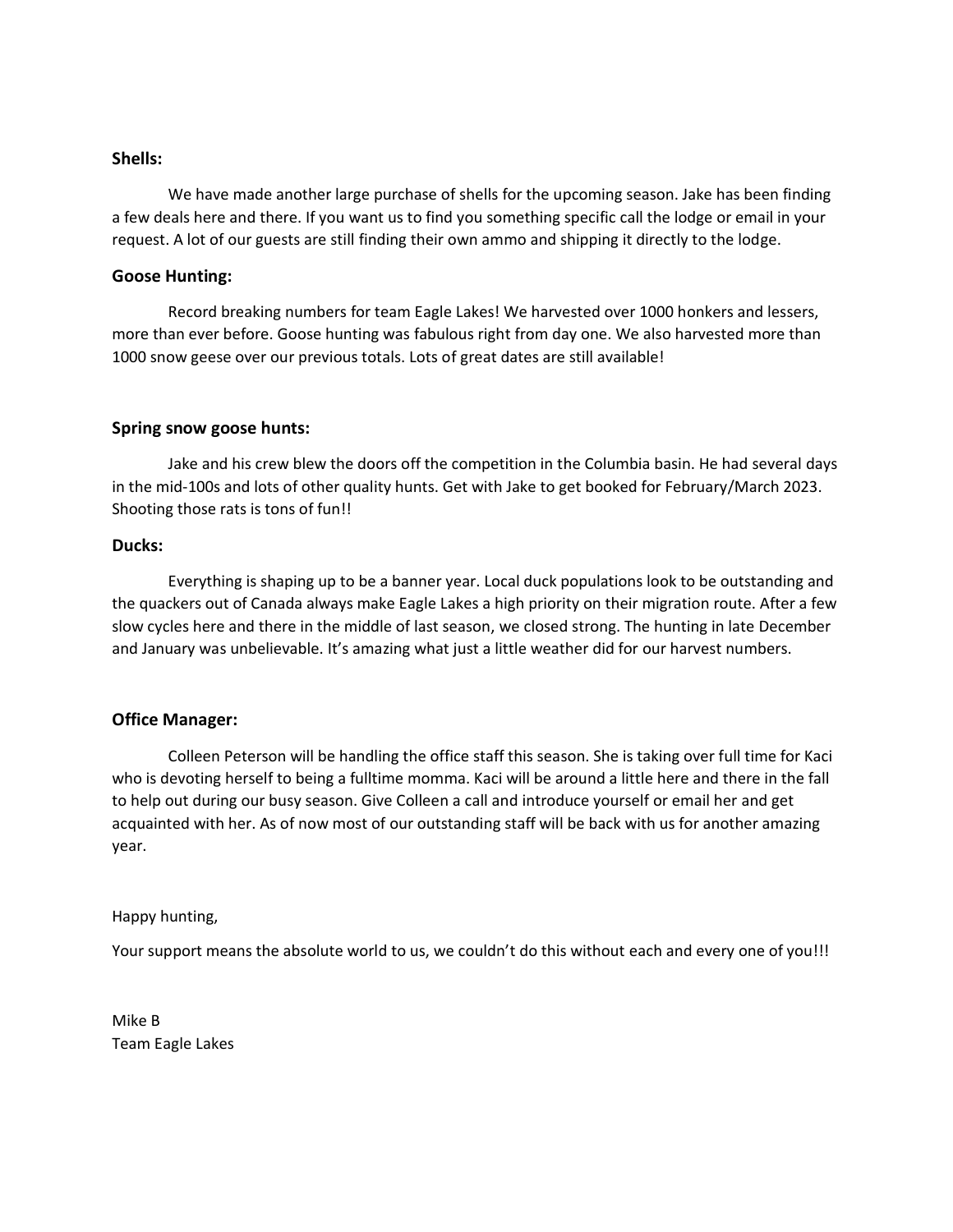**Shells:**

We have made another large purchase of shells for the upcoming season. Jake has been finding a few deals here and there. If you want us to find you something specific call the lodge or email in your request. A lot of our guests are still finding their own ammo and shipping it directly to the lodge.

**Goose Hunting:**

Record breaking numbers for team Eagle Lakes! We harvested over 1000 honkers and lessers, more than ever before. Goose hunting was fabulous right from day one. We also harvested more than 1000 snow geese over our previous totals. Lots of great dates are still available!

**Spring snow goose hunts:**

Jake and his crew blew the doors off the competition in the Columbia basin. He had several days in the mid-100s and lots of other quality hunts. Get with Jake to get booked for February/March 2023. Shooting those rats is tons of fun!!

**Ducks:**

Everything is shaping up to be a banner year. Local duck populations look to be outstanding and the quackers out of Canada always make Eagle Lakes a high priority on their migration route. After a few slow cycles here and there in the middle of last season, we closed strong. The hunting in late December and January was unbelievable. It's amazing what just a little weather did for our harvest numbers.

**Office Manager:**

Colleen Peterson will be handling the office staff this season. She is taking over full time for Kaci who is devoting herself to being a fulltime momma. Kaci will be around a little here and there in the fall to help out during our busy season. Give Colleen a call and introduce yourself or email her and get acquainted with her. As of now most of our outstanding staff will be back with us for another amazing year.

Happy hunting,

Your support means the absolute world to us, we couldn't do this without each and every one of you!!!

Mike B
Team Eagle Lakes